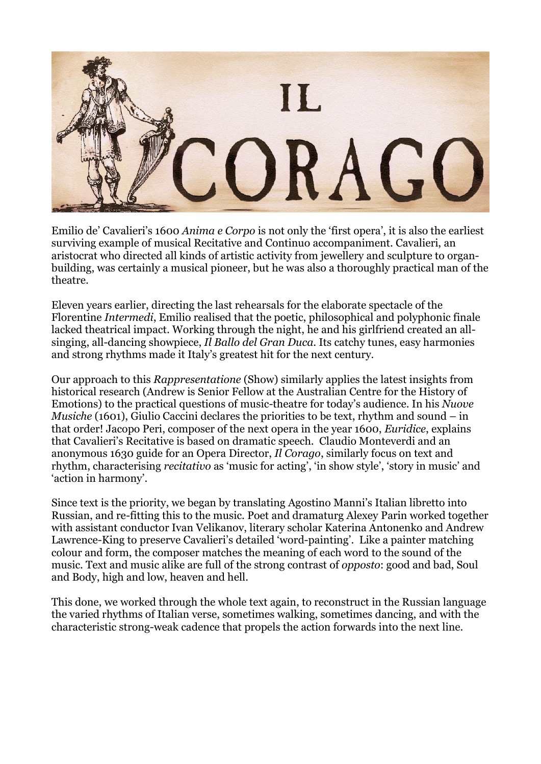# IL CORAGO

Emilio de' Cavalieri's 1600 *Anima e Corpo* is not only the 'first opera', it is also the earliest surviving example of musical Recitative and Continuo accompaniment. Cavalieri, an aristocrat who directed all kinds of artistic activity from jewellery and sculpture to organ-building, was certainly a musical pioneer, but he was also a thoroughly practical man of the theatre.

Eleven years earlier, directing the last rehearsals for the elaborate spectacle of the Florentine *Intermedi*, Emilio realised that the poetic, philosophical and polyphonic finale lacked theatrical impact. Working through the night, he and his girlfriend created an all-singing, all-dancing showpiece, *Il Ballo del Gran Duca*. Its catchy tunes, easy harmonies and strong rhythms made it Italy's greatest hit for the next century.

Our approach to this *Rappresentatione* (Show) similarly applies the latest insights from historical research (Andrew is Senior Fellow at the Australian Centre for the History of Emotions) to the practical questions of music-theatre for today's audience. In his *Nuove Musiche* (1601), Giulio Caccini declares the priorities to be text, rhythm and sound – in that order! Jacopo Peri, composer of the next opera in the year 1600, *Euridice*, explains that Cavalieri's Recitative is based on dramatic speech. Claudio Monteverdi and an anonymous 1630 guide for an Opera Director, *Il Corago*, similarly focus on text and rhythm, characterising *recitativo* as 'music for acting', 'in show style', 'story in music' and 'action in harmony'.

Since text is the priority, we began by translating Agostino Manni's Italian libretto into Russian, and re-fitting this to the music. Poet and dramaturg Alexey Parin worked together with assistant conductor Ivan Velikanov, literary scholar Katerina Antonenko and Andrew Lawrence-King to preserve Cavalieri's detailed 'word-painting'. Like a painter matching colour and form, the composer matches the meaning of each word to the sound of the music. Text and music alike are full of the strong contrast of *opposto*: good and bad, Soul and Body, high and low, heaven and hell.

This done, we worked through the whole text again, to reconstruct in the Russian language the varied rhythms of Italian verse, sometimes walking, sometimes dancing, and with the characteristic strong-weak cadence that propels the action forwards into the next line.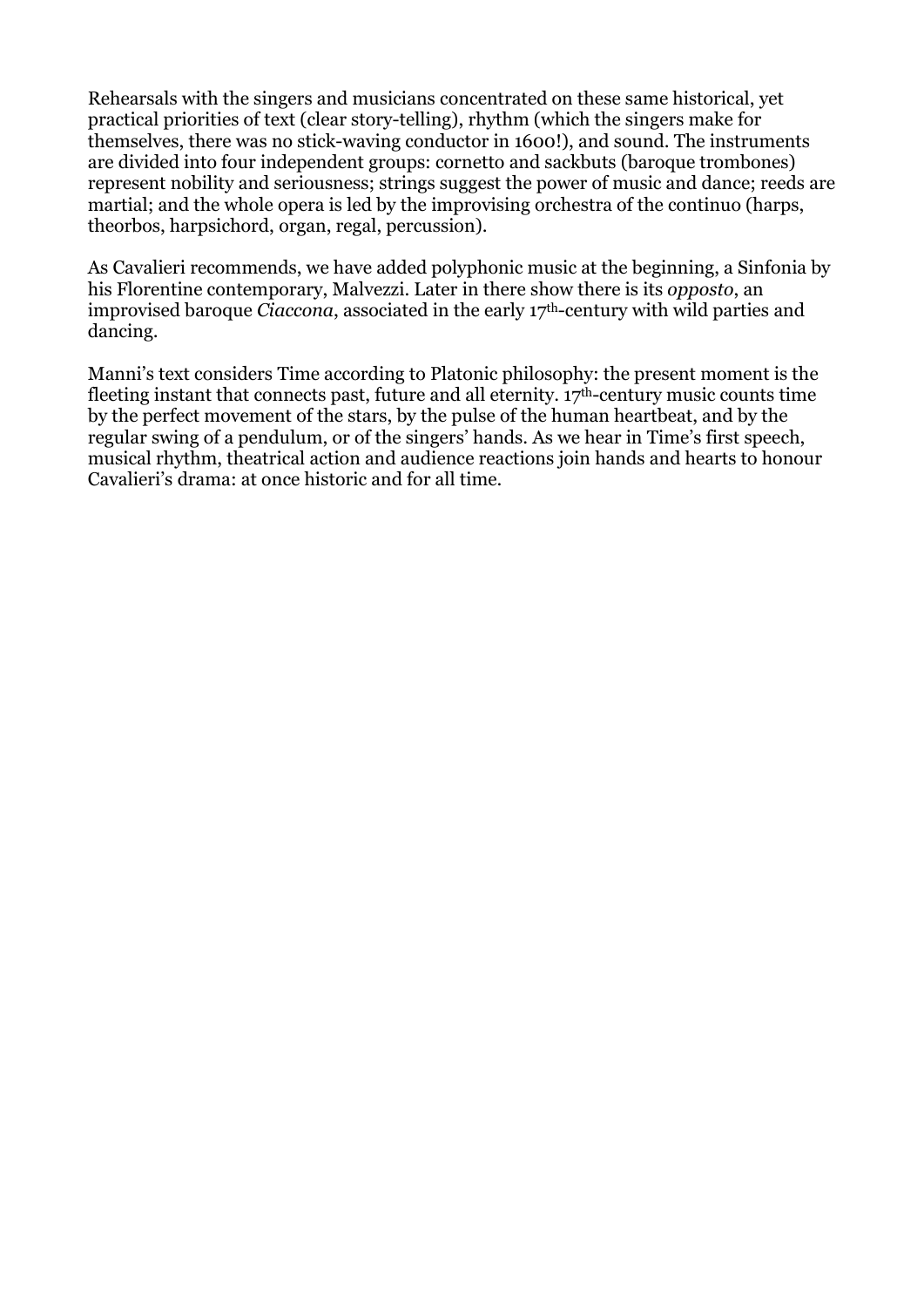Rehearsals with the singers and musicians concentrated on these same historical, yet practical priorities of text (clear story-telling), rhythm (which the singers make for themselves, there was no stick-waving conductor in 1600!), and sound. The instruments are divided into four independent groups: cornetto and sackbuts (baroque trombones) represent nobility and seriousness; strings suggest the power of music and dance; reeds are martial; and the whole opera is led by the improvising orchestra of the continuo (harps, theorbos, harpsichord, organ, regal, percussion).

As Cavalieri recommends, we have added polyphonic music at the beginning, a Sinfonia by his Florentine contemporary, Malvezzi. Later in there show there is its *opposto*, an improvised baroque *Ciaccona*, associated in the early 17th-century with wild parties and dancing.

Manni's text considers Time according to Platonic philosophy: the present moment is the fleeting instant that connects past, future and all eternity. 17th-century music counts time by the perfect movement of the stars, by the pulse of the human heartbeat, and by the regular swing of a pendulum, or of the singers' hands. As we hear in Time's first speech, musical rhythm, theatrical action and audience reactions join hands and hearts to honour Cavalieri's drama: at once historic and for all time.